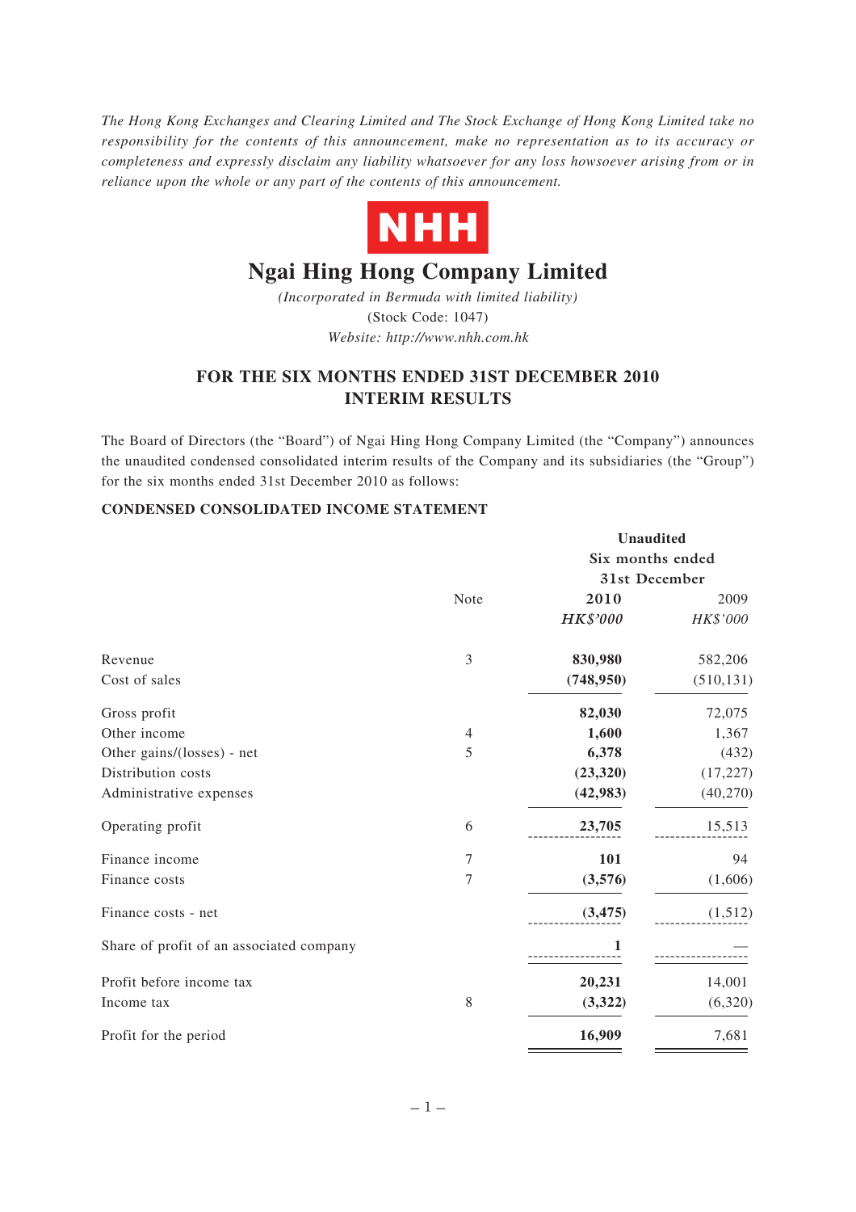*The Hong Kong Exchanges and Clearing Limited and The Stock Exchange of Hong Kong Limited take no responsibility for the contents of this announcement, make no representation as to its accuracy or completeness and expressly disclaim any liability whatsoever for any loss howsoever arising from or in reliance upon the whole or any part of the contents of this announcement.*

NHH

# Ngai Hing Hong Company Limited

*(Incorporated in Bermuda with limited liability)*

(Stock Code: 1047)

*Website: http://www.nhh.com.hk*

## FOR THE SIX MONTHS ENDED 31ST DECEMBER 2010 INTERIM RESULTS

The Board of Directors (the "Board") of Ngai Hing Hong Company Limited (the "Company") announces the unaudited condensed consolidated interim results of the Company and its subsidiaries (the "Group") for the six months ended 31st December 2010 as follows:

**CONDENSED CONSOLIDATED INCOME STATEMENT**

| | Note | **Unaudited Six months ended 31st December** | |
|---|---|---|---|
| | | **2010** | 2009 |
| | | ***HK$'000*** | *HK$'000* |
| Revenue | 3 | **830,980** | 582,206 |
| Cost of sales | | **(748,950)** | (510,131) |
| Gross profit | | **82,030** | 72,075 |
| Other income | 4 | **1,600** | 1,367 |
| Other gains/(losses) - net | 5 | **6,378** | (432) |
| Distribution costs | | **(23,320)** | (17,227) |
| Administrative expenses | | **(42,983)** | (40,270) |
| Operating profit | 6 | **23,705** | 15,513 |
| Finance income | 7 | **101** | 94 |
| Finance costs | 7 | **(3,576)** | (1,606) |
| Finance costs - net | | **(3,475)** | (1,512) |
| Share of profit of an associated company | | **1** | — |
| Profit before income tax | | **20,231** | 14,001 |
| Income tax | 8 | **(3,322)** | (6,320) |
| Profit for the period | | **16,909** | 7,681 |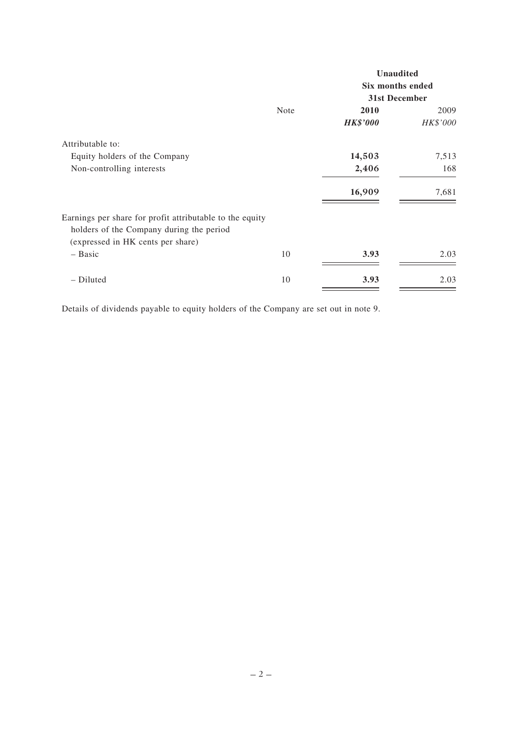| | Note | Unaudited Six months ended 31st December 2010 | 2009 |
|---|---|---|---|
| | | ***HK$'000*** | *HK$'000* |
| Attributable to: | | | |
| Equity holders of the Company | | **14,503** | 7,513 |
| Non-controlling interests | | **2,406** | 168 |
| | | **16,909** | 7,681 |
| Earnings per share for profit attributable to the equity holders of the Company during the period (expressed in HK cents per share) | | | |
| – Basic | 10 | **3.93** | 2.03 |
| – Diluted | 10 | **3.93** | 2.03 |

Details of dividends payable to equity holders of the Company are set out in note 9.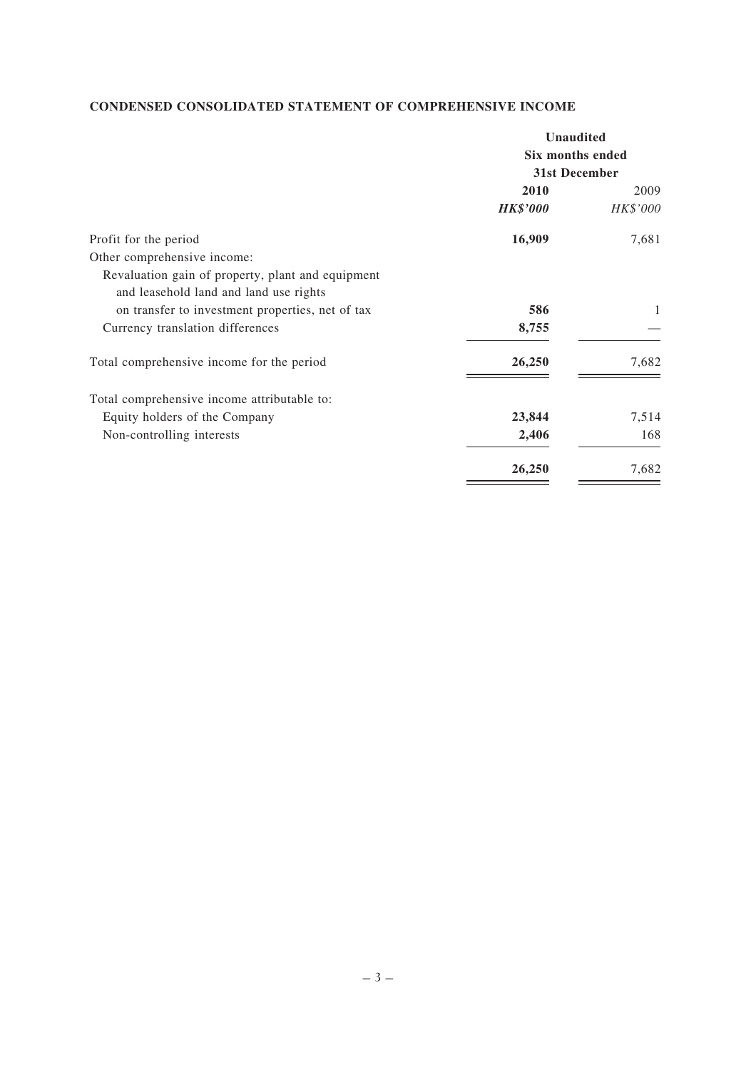**CONDENSED CONSOLIDATED STATEMENT OF COMPREHENSIVE INCOME**

| | Unaudited Six months ended 31st December | |
|---|---|---|
| | **2010** | 2009 |
| | ***HK$'000*** | *HK$'000* |
| Profit for the period | **16,909** | 7,681 |
| Other comprehensive income: | | |
| Revaluation gain of property, plant and equipment and leasehold land and land use rights on transfer to investment properties, net of tax | **586** | 1 |
| Currency translation differences | **8,755** | — |
| Total comprehensive income for the period | **26,250** | 7,682 |
| Total comprehensive income attributable to: | | |
| Equity holders of the Company | **23,844** | 7,514 |
| Non-controlling interests | **2,406** | 168 |
| | **26,250** | 7,682 |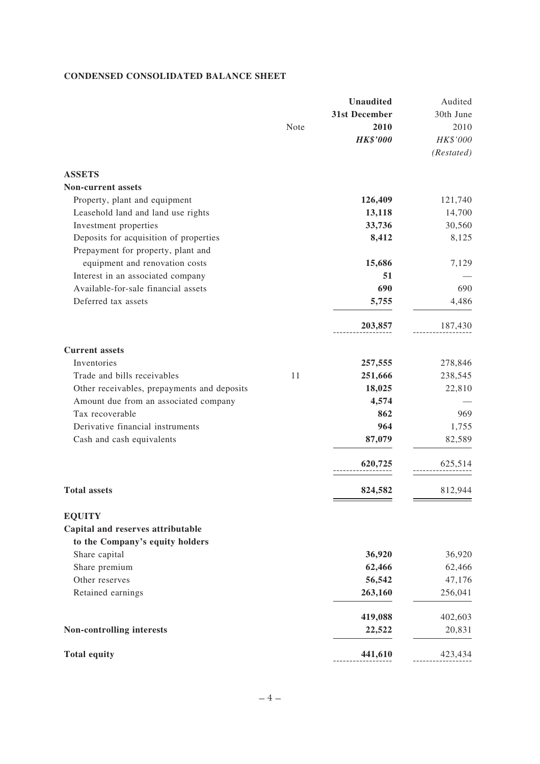**CONDENSED CONSOLIDATED BALANCE SHEET**

| | Note | Unaudited 31st December 2010 HK$'000 | Audited 30th June 2010 HK$'000 (Restated) |
|---|---|---|---|
| **ASSETS** | | | |
| **Non-current assets** | | | |
| Property, plant and equipment | | **126,409** | 121,740 |
| Leasehold land and land use rights | | **13,118** | 14,700 |
| Investment properties | | **33,736** | 30,560 |
| Deposits for acquisition of properties | | **8,412** | 8,125 |
| Prepayment for property, plant and equipment and renovation costs | | **15,686** | 7,129 |
| Interest in an associated company | | **51** | — |
| Available-for-sale financial assets | | **690** | 690 |
| Deferred tax assets | | **5,755** | 4,486 |
| | | **203,857** | 187,430 |
| **Current assets** | | | |
| Inventories | | **257,555** | 278,846 |
| Trade and bills receivables | 11 | **251,666** | 238,545 |
| Other receivables, prepayments and deposits | | **18,025** | 22,810 |
| Amount due from an associated company | | **4,574** | — |
| Tax recoverable | | **862** | 969 |
| Derivative financial instruments | | **964** | 1,755 |
| Cash and cash equivalents | | **87,079** | 82,589 |
| | | **620,725** | 625,514 |
| **Total assets** | | **824,582** | 812,944 |
| **EQUITY** | | | |
| **Capital and reserves attributable to the Company's equity holders** | | | |
| Share capital | | **36,920** | 36,920 |
| Share premium | | **62,466** | 62,466 |
| Other reserves | | **56,542** | 47,176 |
| Retained earnings | | **263,160** | 256,041 |
| | | **419,088** | 402,603 |
| **Non-controlling interests** | | **22,522** | 20,831 |
| **Total equity** | | **441,610** | 423,434 |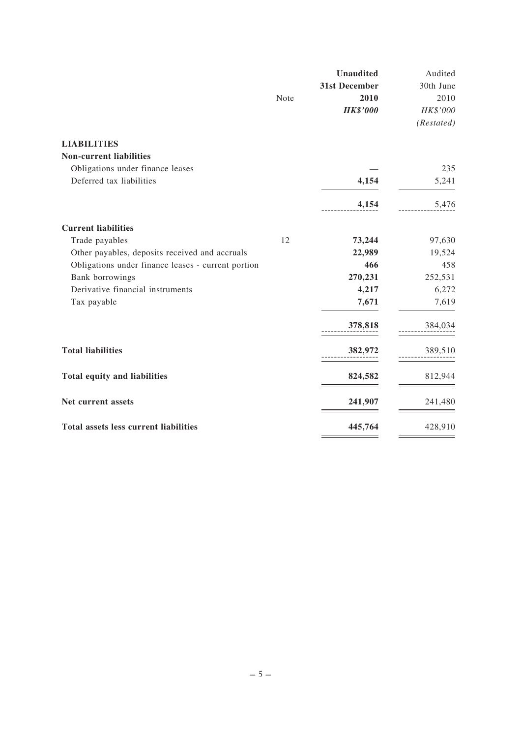| | Note | Unaudited 31st December 2010 *HK$'000* | Audited 30th June 2010 *HK$'000* *(Restated)* |
|---|---|---|---|
| **LIABILITIES** | | | |
| **Non-current liabilities** | | | |
| Obligations under finance leases | | — | 235 |
| Deferred tax liabilities | | **4,154** | 5,241 |
| | | **4,154** | 5,476 |
| **Current liabilities** | | | |
| Trade payables | 12 | **73,244** | 97,630 |
| Other payables, deposits received and accruals | | **22,989** | 19,524 |
| Obligations under finance leases - current portion | | **466** | 458 |
| Bank borrowings | | **270,231** | 252,531 |
| Derivative financial instruments | | **4,217** | 6,272 |
| Tax payable | | **7,671** | 7,619 |
| | | **378,818** | 384,034 |
| **Total liabilities** | | **382,972** | 389,510 |
| **Total equity and liabilities** | | **824,582** | 812,944 |
| **Net current assets** | | **241,907** | 241,480 |
| **Total assets less current liabilities** | | **445,764** | 428,910 |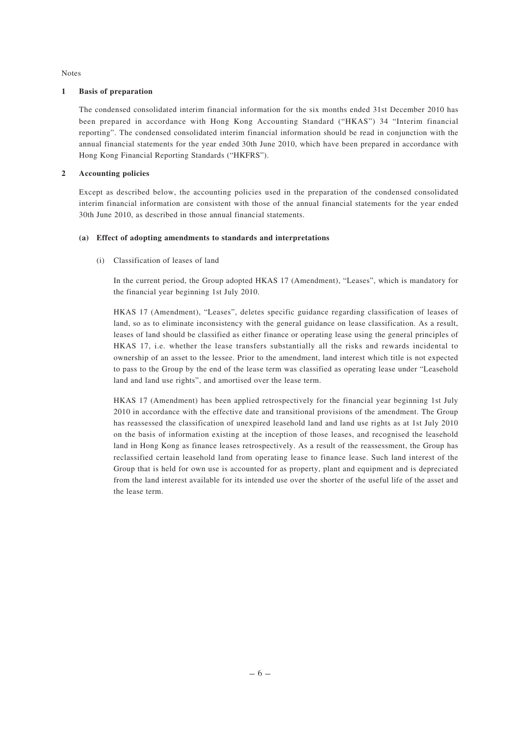Notes

## 1 Basis of preparation

The condensed consolidated interim financial information for the six months ended 31st December 2010 has been prepared in accordance with Hong Kong Accounting Standard ("HKAS") 34 "Interim financial reporting". The condensed consolidated interim financial information should be read in conjunction with the annual financial statements for the year ended 30th June 2010, which have been prepared in accordance with Hong Kong Financial Reporting Standards ("HKFRS").

## 2 Accounting policies

Except as described below, the accounting policies used in the preparation of the condensed consolidated interim financial information are consistent with those of the annual financial statements for the year ended 30th June 2010, as described in those annual financial statements.

### (a) Effect of adopting amendments to standards and interpretations

(i) Classification of leases of land

In the current period, the Group adopted HKAS 17 (Amendment), "Leases", which is mandatory for the financial year beginning 1st July 2010.

HKAS 17 (Amendment), "Leases", deletes specific guidance regarding classification of leases of land, so as to eliminate inconsistency with the general guidance on lease classification. As a result, leases of land should be classified as either finance or operating lease using the general principles of HKAS 17, i.e. whether the lease transfers substantially all the risks and rewards incidental to ownership of an asset to the lessee. Prior to the amendment, land interest which title is not expected to pass to the Group by the end of the lease term was classified as operating lease under "Leasehold land and land use rights", and amortised over the lease term.

HKAS 17 (Amendment) has been applied retrospectively for the financial year beginning 1st July 2010 in accordance with the effective date and transitional provisions of the amendment. The Group has reassessed the classification of unexpired leasehold land and land use rights as at 1st July 2010 on the basis of information existing at the inception of those leases, and recognised the leasehold land in Hong Kong as finance leases retrospectively. As a result of the reassessment, the Group has reclassified certain leasehold land from operating lease to finance lease. Such land interest of the Group that is held for own use is accounted for as property, plant and equipment and is depreciated from the land interest available for its intended use over the shorter of the useful life of the asset and the lease term.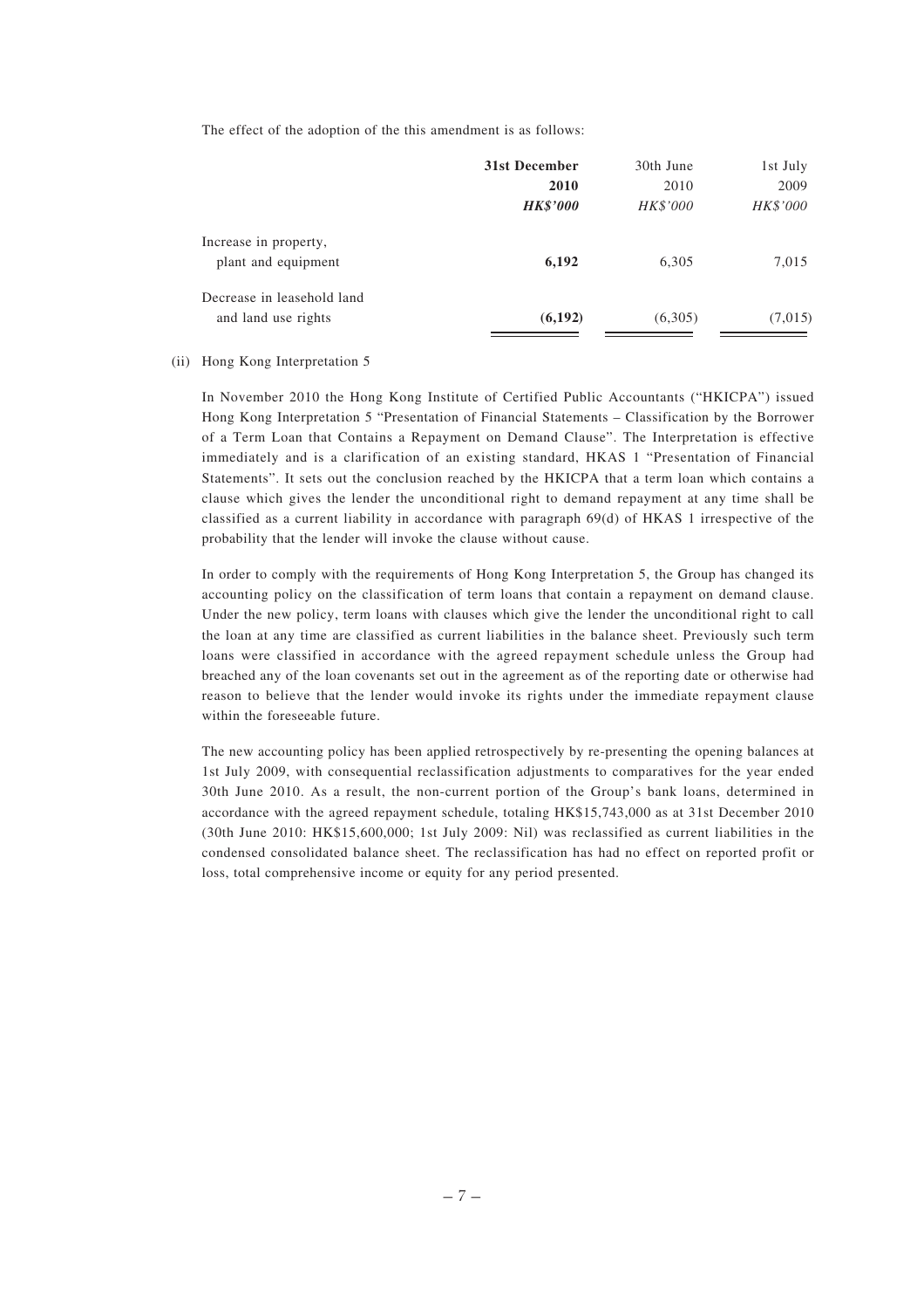The effect of the adoption of the this amendment is as follows:

| | **31st December 2010** | 30th June 2010 | 1st July 2009 |
|---|---|---|---|
| | ***HK$'000*** | *HK$'000* | *HK$'000* |
| Increase in property, plant and equipment | **6,192** | 6,305 | 7,015 |
| Decrease in leasehold land and land use rights | **(6,192)** | (6,305) | (7,015) |

(ii) Hong Kong Interpretation 5

In November 2010 the Hong Kong Institute of Certified Public Accountants ("HKICPA") issued Hong Kong Interpretation 5 "Presentation of Financial Statements – Classification by the Borrower of a Term Loan that Contains a Repayment on Demand Clause". The Interpretation is effective immediately and is a clarification of an existing standard, HKAS 1 "Presentation of Financial Statements". It sets out the conclusion reached by the HKICPA that a term loan which contains a clause which gives the lender the unconditional right to demand repayment at any time shall be classified as a current liability in accordance with paragraph 69(d) of HKAS 1 irrespective of the probability that the lender will invoke the clause without cause.

In order to comply with the requirements of Hong Kong Interpretation 5, the Group has changed its accounting policy on the classification of term loans that contain a repayment on demand clause. Under the new policy, term loans with clauses which give the lender the unconditional right to call the loan at any time are classified as current liabilities in the balance sheet. Previously such term loans were classified in accordance with the agreed repayment schedule unless the Group had breached any of the loan covenants set out in the agreement as of the reporting date or otherwise had reason to believe that the lender would invoke its rights under the immediate repayment clause within the foreseeable future.

The new accounting policy has been applied retrospectively by re-presenting the opening balances at 1st July 2009, with consequential reclassification adjustments to comparatives for the year ended 30th June 2010. As a result, the non-current portion of the Group's bank loans, determined in accordance with the agreed repayment schedule, totaling HK$15,743,000 as at 31st December 2010 (30th June 2010: HK$15,600,000; 1st July 2009: Nil) was reclassified as current liabilities in the condensed consolidated balance sheet. The reclassification has had no effect on reported profit or loss, total comprehensive income or equity for any period presented.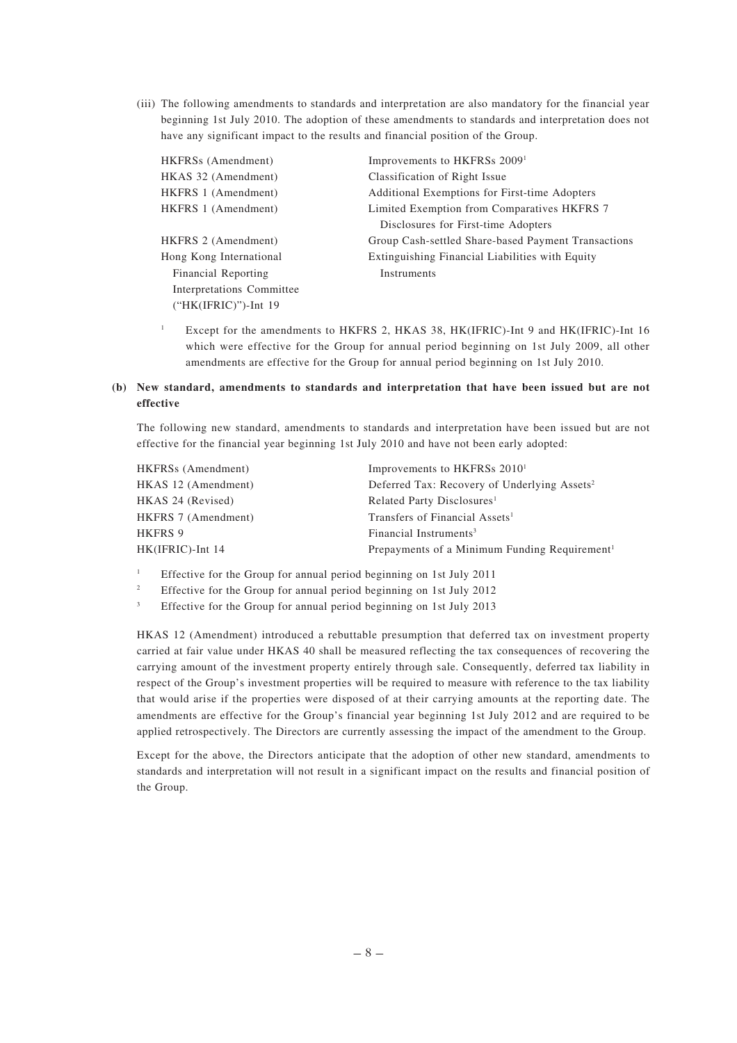(iii) The following amendments to standards and interpretation are also mandatory for the financial year beginning 1st July 2010. The adoption of these amendments to standards and interpretation does not have any significant impact to the results and financial position of the Group.

| | |
|---|---|
| HKFRSs (Amendment) | Improvements to HKFRSs 2009[1] |
| HKAS 32 (Amendment) | Classification of Right Issue |
| HKFRS 1 (Amendment) | Additional Exemptions for First-time Adopters |
| HKFRS 1 (Amendment) | Limited Exemption from Comparatives HKFRS 7 Disclosures for First-time Adopters |
| HKFRS 2 (Amendment) | Group Cash-settled Share-based Payment Transactions |
| Hong Kong International Financial Reporting Interpretations Committee ("HK(IFRIC)")-Int 19 | Extinguishing Financial Liabilities with Equity Instruments |

[1] Except for the amendments to HKFRS 2, HKAS 38, HK(IFRIC)-Int 9 and HK(IFRIC)-Int 16 which were effective for the Group for annual period beginning on 1st July 2009, all other amendments are effective for the Group for annual period beginning on 1st July 2010.

**(b) New standard, amendments to standards and interpretation that have been issued but are not effective**

The following new standard, amendments to standards and interpretation have been issued but are not effective for the financial year beginning 1st July 2010 and have not been early adopted:

| | |
|---|---|
| HKFRSs (Amendment) | Improvements to HKFRSs 2010[1] |
| HKAS 12 (Amendment) | Deferred Tax: Recovery of Underlying Assets[2] |
| HKAS 24 (Revised) | Related Party Disclosures[1] |
| HKFRS 7 (Amendment) | Transfers of Financial Assets[1] |
| HKFRS 9 | Financial Instruments[3] |
| HK(IFRIC)-Int 14 | Prepayments of a Minimum Funding Requirement[1] |

[1] Effective for the Group for annual period beginning on 1st July 2011

[2] Effective for the Group for annual period beginning on 1st July 2012

[3] Effective for the Group for annual period beginning on 1st July 2013

HKAS 12 (Amendment) introduced a rebuttable presumption that deferred tax on investment property carried at fair value under HKAS 40 shall be measured reflecting the tax consequences of recovering the carrying amount of the investment property entirely through sale. Consequently, deferred tax liability in respect of the Group's investment properties will be required to measure with reference to the tax liability that would arise if the properties were disposed of at their carrying amounts at the reporting date. The amendments are effective for the Group's financial year beginning 1st July 2012 and are required to be applied retrospectively. The Directors are currently assessing the impact of the amendment to the Group.

Except for the above, the Directors anticipate that the adoption of other new standard, amendments to standards and interpretation will not result in a significant impact on the results and financial position of the Group.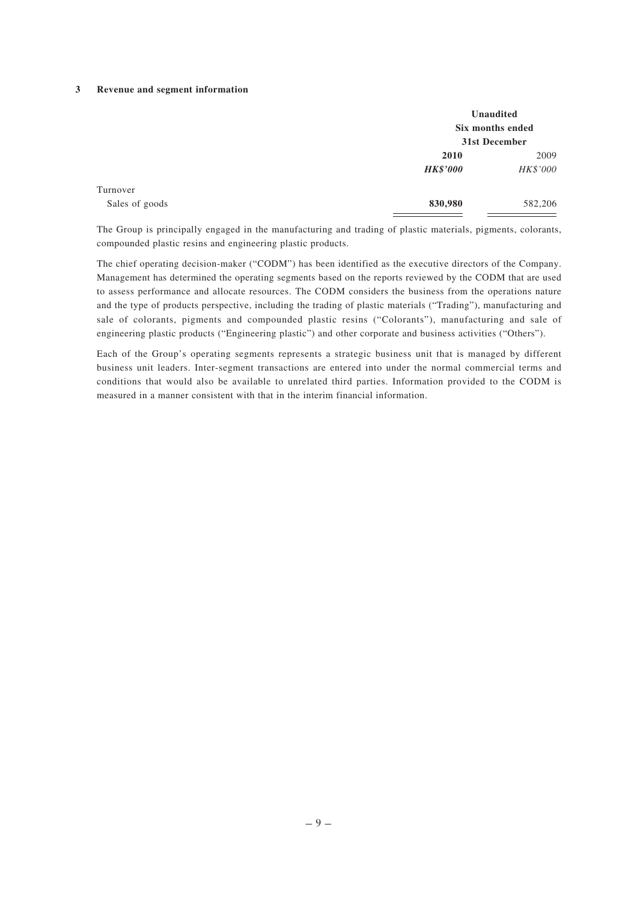### 3 Revenue and segment information

| | Unaudited Six months ended 31st December | |
|---|---|---|
| | **2010** | 2009 |
| | ***HK$'000*** | *HK$'000* |
| Turnover | | |
| Sales of goods | **830,980** | 582,206 |

The Group is principally engaged in the manufacturing and trading of plastic materials, pigments, colorants, compounded plastic resins and engineering plastic products.

The chief operating decision-maker ("CODM") has been identified as the executive directors of the Company. Management has determined the operating segments based on the reports reviewed by the CODM that are used to assess performance and allocate resources. The CODM considers the business from the operations nature and the type of products perspective, including the trading of plastic materials ("Trading"), manufacturing and sale of colorants, pigments and compounded plastic resins ("Colorants"), manufacturing and sale of engineering plastic products ("Engineering plastic") and other corporate and business activities ("Others").

Each of the Group's operating segments represents a strategic business unit that is managed by different business unit leaders. Inter-segment transactions are entered into under the normal commercial terms and conditions that would also be available to unrelated third parties. Information provided to the CODM is measured in a manner consistent with that in the interim financial information.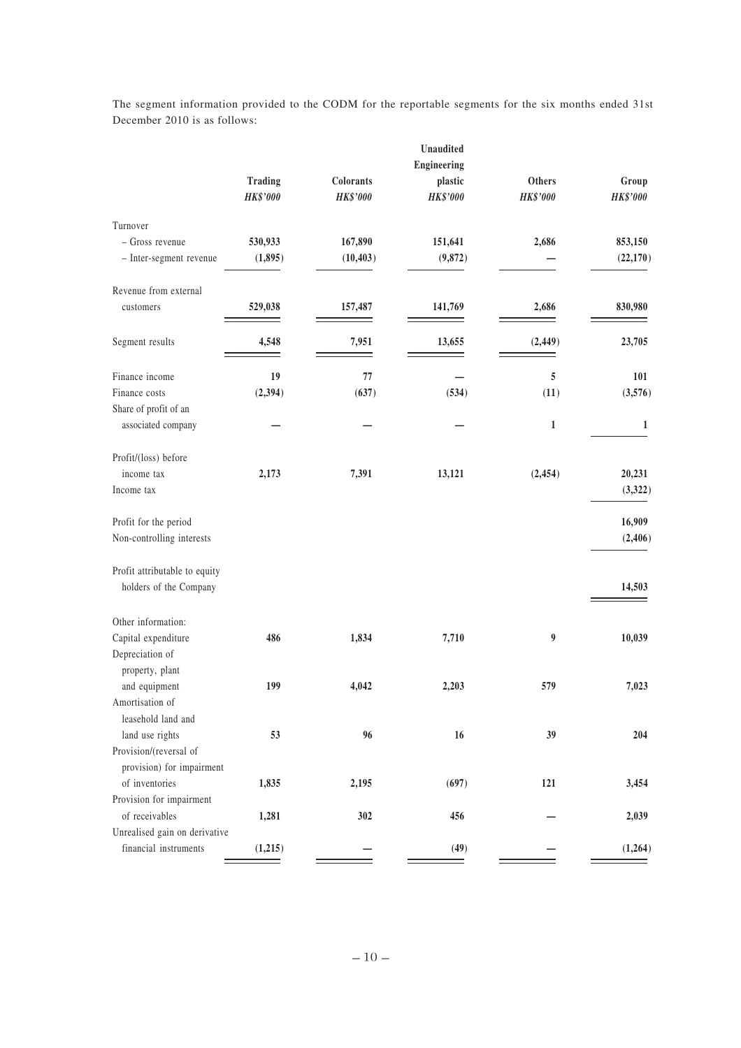The segment information provided to the CODM for the reportable segments for the six months ended 31st December 2010 is as follows:

| | Unaudited | | | | |
|---|---|---|---|---|---|
| | **Trading** | **Colorants** | **Engineering plastic** | **Others** | **Group** |
| | ***HK$'000*** | ***HK$'000*** | ***HK$'000*** | ***HK$'000*** | ***HK$'000*** |
| Turnover | | | | | |
| – Gross revenue | **530,933** | **167,890** | **151,641** | **2,686** | **853,150** |
| – Inter-segment revenue | **(1,895)** | **(10,403)** | **(9,872)** | **—** | **(22,170)** |
| Revenue from external customers | **529,038** | **157,487** | **141,769** | **2,686** | **830,980** |
| Segment results | **4,548** | **7,951** | **13,655** | **(2,449)** | **23,705** |
| Finance income | **19** | **77** | **—** | **5** | **101** |
| Finance costs | **(2,394)** | **(637)** | **(534)** | **(11)** | **(3,576)** |
| Share of profit of an associated company | **—** | **—** | **—** | **1** | **1** |
| Profit/(loss) before income tax | **2,173** | **7,391** | **13,121** | **(2,454)** | **20,231** |
| Income tax | | | | | **(3,322)** |
| Profit for the period | | | | | **16,909** |
| Non-controlling interests | | | | | **(2,406)** |
| Profit attributable to equity holders of the Company | | | | | **14,503** |
| Other information: | | | | | |
| Capital expenditure | **486** | **1,834** | **7,710** | **9** | **10,039** |
| Depreciation of property, plant and equipment | **199** | **4,042** | **2,203** | **579** | **7,023** |
| Amortisation of leasehold land and land use rights | **53** | **96** | **16** | **39** | **204** |
| Provision/(reversal of provision) for impairment of inventories | **1,835** | **2,195** | **(697)** | **121** | **3,454** |
| Provision for impairment of receivables | **1,281** | **302** | **456** | **—** | **2,039** |
| Unrealised gain on derivative financial instruments | **(1,215)** | **—** | **(49)** | **—** | **(1,264)** |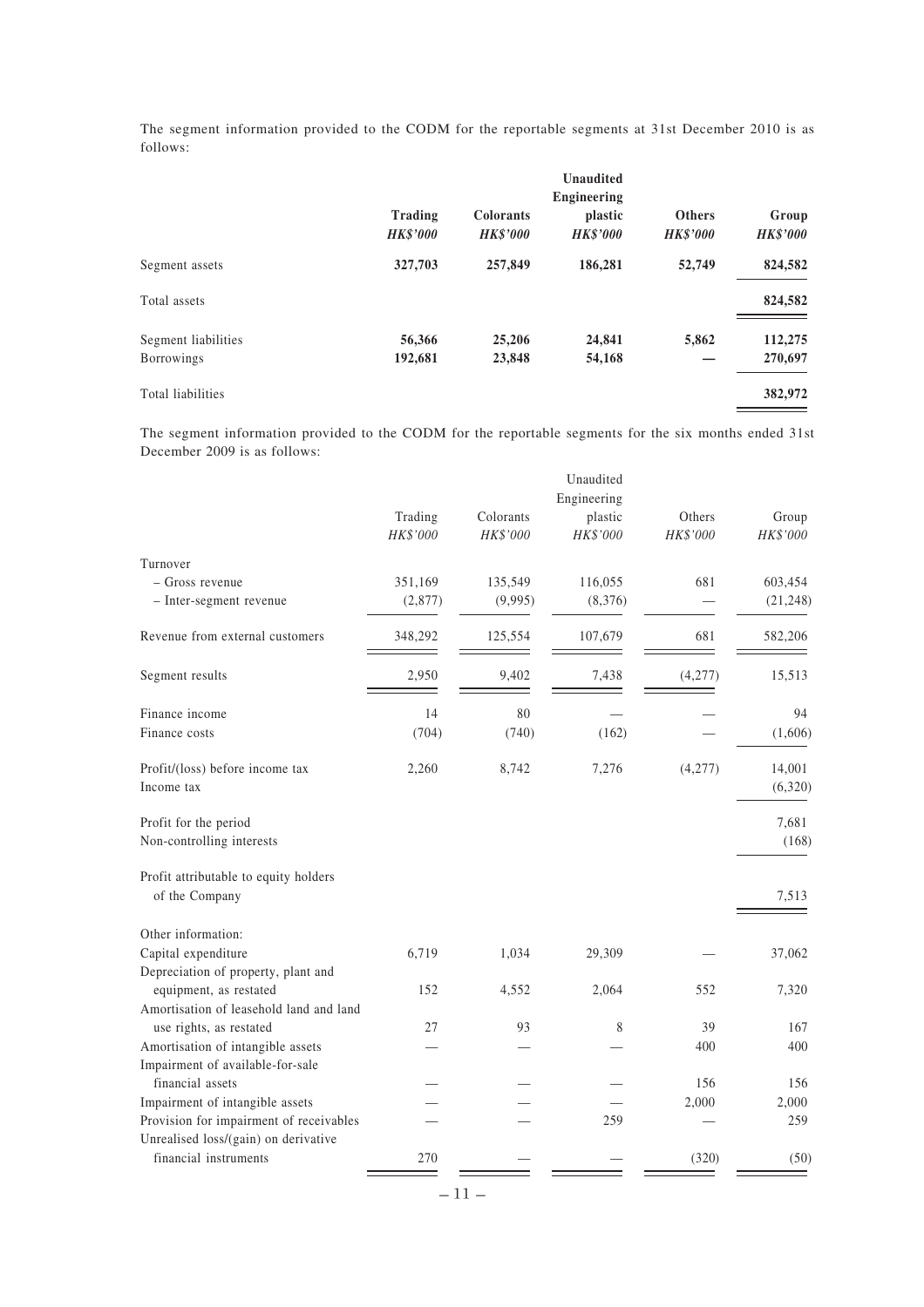The segment information provided to the CODM for the reportable segments at 31st December 2010 is as follows:

| | **Trading** | **Colorants** | **Unaudited Engineering plastic** | **Others** | **Group** |
|---|---|---|---|---|---|
| | ***HK$'000*** | ***HK$'000*** | ***HK$'000*** | ***HK$'000*** | ***HK$'000*** |
| Segment assets | **327,703** | **257,849** | **186,281** | **52,749** | **824,582** |
| Total assets | | | | | **824,582** |
| Segment liabilities | **56,366** | **25,206** | **24,841** | **5,862** | **112,275** |
| Borrowings | **192,681** | **23,848** | **54,168** | **—** | **270,697** |
| Total liabilities | | | | | **382,972** |

The segment information provided to the CODM for the reportable segments for the six months ended 31st December 2009 is as follows:

| | Trading | Colorants | Unaudited Engineering plastic | Others | Group |
|---|---|---|---|---|---|
| | *HK$'000* | *HK$'000* | *HK$'000* | *HK$'000* | *HK$'000* |
| Turnover | | | | | |
| – Gross revenue | 351,169 | 135,549 | 116,055 | 681 | 603,454 |
| – Inter-segment revenue | (2,877) | (9,995) | (8,376) | — | (21,248) |
| Revenue from external customers | 348,292 | 125,554 | 107,679 | 681 | 582,206 |
| Segment results | 2,950 | 9,402 | 7,438 | (4,277) | 15,513 |
| Finance income | 14 | 80 | — | — | 94 |
| Finance costs | (704) | (740) | (162) | — | (1,606) |
| Profit/(loss) before income tax | 2,260 | 8,742 | 7,276 | (4,277) | 14,001 |
| Income tax | | | | | (6,320) |
| Profit for the period | | | | | 7,681 |
| Non-controlling interests | | | | | (168) |
| Profit attributable to equity holders of the Company | | | | | 7,513 |
| Other information: | | | | | |
| Capital expenditure | 6,719 | 1,034 | 29,309 | — | 37,062 |
| Depreciation of property, plant and equipment, as restated | 152 | 4,552 | 2,064 | 552 | 7,320 |
| Amortisation of leasehold land and land use rights, as restated | 27 | 93 | 8 | 39 | 167 |
| Amortisation of intangible assets | — | — | — | 400 | 400 |
| Impairment of available-for-sale financial assets | — | — | — | 156 | 156 |
| Impairment of intangible assets | — | — | — | 2,000 | 2,000 |
| Provision for impairment of receivables | — | — | 259 | — | 259 |
| Unrealised loss/(gain) on derivative financial instruments | 270 | — | — | (320) | (50) |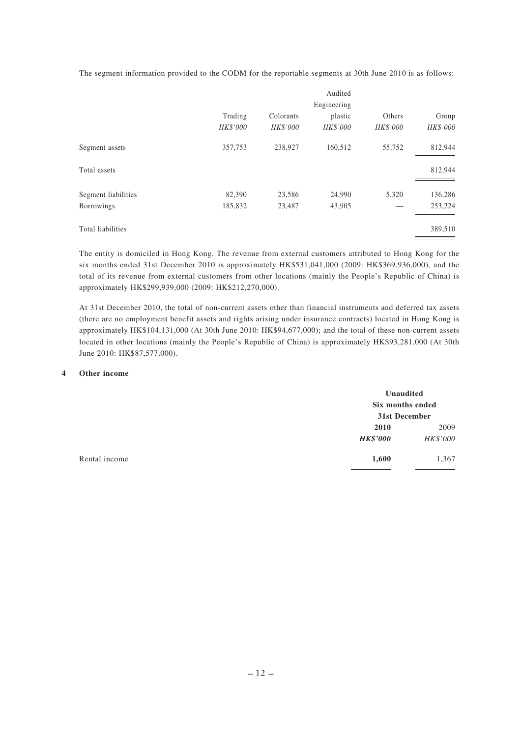The segment information provided to the CODM for the reportable segments at 30th June 2010 is as follows:

| | Audited | | | | |
|---|---|---|---|---|---|
| | Trading | Colorants | Engineering plastic | Others | Group |
| | *HK$'000* | *HK$'000* | *HK$'000* | *HK$'000* | *HK$'000* |
| Segment assets | 357,753 | 238,927 | 160,512 | 55,752 | 812,944 |
| Total assets | | | | | 812,944 |
| Segment liabilities | 82,390 | 23,586 | 24,990 | 5,320 | 136,286 |
| Borrowings | 185,832 | 23,487 | 43,905 | — | 253,224 |
| Total liabilities | | | | | 389,510 |

The entity is domiciled in Hong Kong. The revenue from external customers attributed to Hong Kong for the six months ended 31st December 2010 is approximately HK$531,041,000 (2009: HK$369,936,000), and the total of its revenue from external customers from other locations (mainly the People's Republic of China) is approximately HK$299,939,000 (2009: HK$212,270,000).

At 31st December 2010, the total of non-current assets other than financial instruments and deferred tax assets (there are no employment benefit assets and rights arising under insurance contracts) located in Hong Kong is approximately HK$104,131,000 (At 30th June 2010: HK$94,677,000); and the total of these non-current assets located in other locations (mainly the People's Republic of China) is approximately HK$93,281,000 (At 30th June 2010: HK$87,577,000).

## 4 Other income

| | **Unaudited Six months ended 31st December** | |
|---|---|---|
| | **2010** | 2009 |
| | ***HK$'000*** | *HK$'000* |
| Rental income | **1,600** | 1,367 |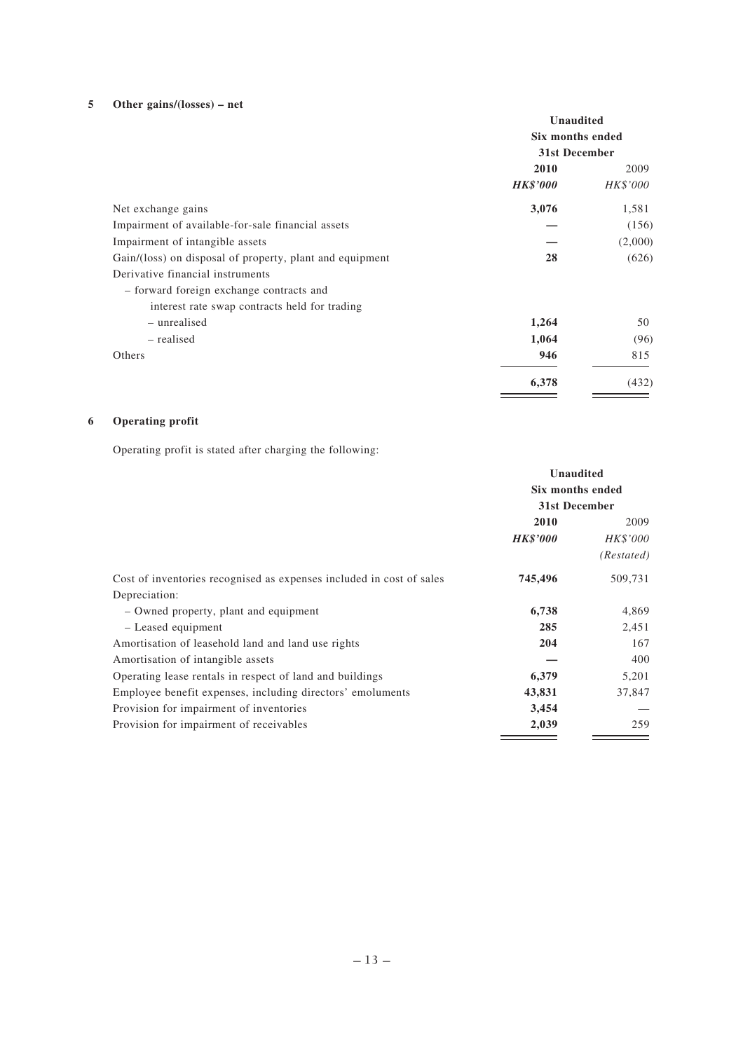## 5 Other gains/(losses) – net

| | Unaudited | |
|---|---|---|
| | Six months ended 31st December | |
| | **2010** | 2009 |
| | ***HK$'000*** | *HK$'000* |
| Net exchange gains | **3,076** | 1,581 |
| Impairment of available-for-sale financial assets | **—** | (156) |
| Impairment of intangible assets | **—** | (2,000) |
| Gain/(loss) on disposal of property, plant and equipment | **28** | (626) |
| Derivative financial instruments | | |
| – forward foreign exchange contracts and interest rate swap contracts held for trading | | |
| – unrealised | **1,264** | 50 |
| – realised | **1,064** | (96) |
| Others | **946** | 815 |
| | **6,378** | (432) |

## 6 Operating profit

Operating profit is stated after charging the following:

| | Unaudited | |
|---|---|---|
| | Six months ended 31st December | |
| | **2010** | 2009 |
| | ***HK$'000*** | *HK$'000* |
| | | *(Restated)* |
| Cost of inventories recognised as expenses included in cost of sales | **745,496** | 509,731 |
| Depreciation: | | |
| – Owned property, plant and equipment | **6,738** | 4,869 |
| – Leased equipment | **285** | 2,451 |
| Amortisation of leasehold land and land use rights | **204** | 167 |
| Amortisation of intangible assets | **—** | 400 |
| Operating lease rentals in respect of land and buildings | **6,379** | 5,201 |
| Employee benefit expenses, including directors' emoluments | **43,831** | 37,847 |
| Provision for impairment of inventories | **3,454** | — |
| Provision for impairment of receivables | **2,039** | 259 |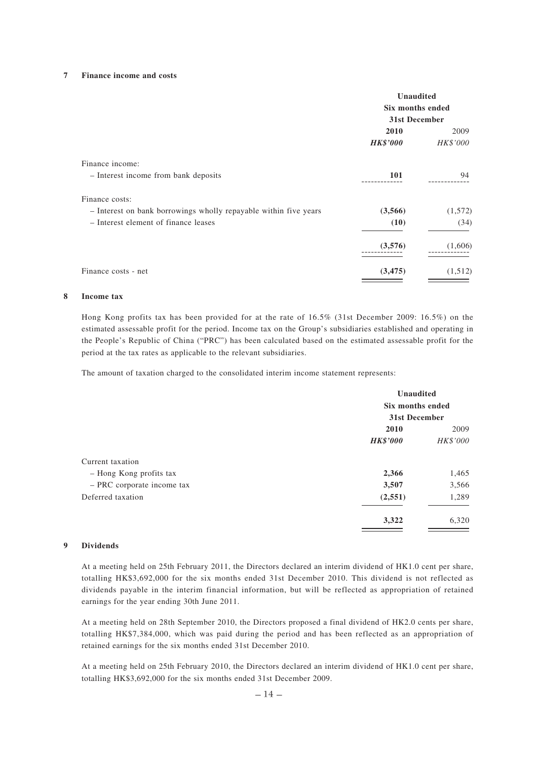## 7 Finance income and costs

| | Unaudited Six months ended 31st December | |
|---|---|---|
| | **2010** | 2009 |
| | ***HK$'000*** | *HK$'000* |
| Finance income: | | |
| – Interest income from bank deposits | **101** | 94 |
| Finance costs: | | |
| – Interest on bank borrowings wholly repayable within five years | **(3,566)** | (1,572) |
| – Interest element of finance leases | **(10)** | (34) |
| | **(3,576)** | (1,606) |
| Finance costs - net | **(3,475)** | (1,512) |

## 8 Income tax

Hong Kong profits tax has been provided for at the rate of 16.5% (31st December 2009: 16.5%) on the estimated assessable profit for the period. Income tax on the Group's subsidiaries established and operating in the People's Republic of China ("PRC") has been calculated based on the estimated assessable profit for the period at the tax rates as applicable to the relevant subsidiaries.

The amount of taxation charged to the consolidated interim income statement represents:

| | Unaudited Six months ended 31st December | |
|---|---|---|
| | **2010** | 2009 |
| | ***HK$'000*** | *HK$'000* |
| Current taxation | | |
| – Hong Kong profits tax | **2,366** | 1,465 |
| – PRC corporate income tax | **3,507** | 3,566 |
| Deferred taxation | **(2,551)** | 1,289 |
| | **3,322** | 6,320 |

## 9 Dividends

At a meeting held on 25th February 2011, the Directors declared an interim dividend of HK1.0 cent per share, totalling HK$3,692,000 for the six months ended 31st December 2010. This dividend is not reflected as dividends payable in the interim financial information, but will be reflected as appropriation of retained earnings for the year ending 30th June 2011.

At a meeting held on 28th September 2010, the Directors proposed a final dividend of HK2.0 cents per share, totalling HK$7,384,000, which was paid during the period and has been reflected as an appropriation of retained earnings for the six months ended 31st December 2010.

At a meeting held on 25th February 2010, the Directors declared an interim dividend of HK1.0 cent per share, totalling HK$3,692,000 for the six months ended 31st December 2009.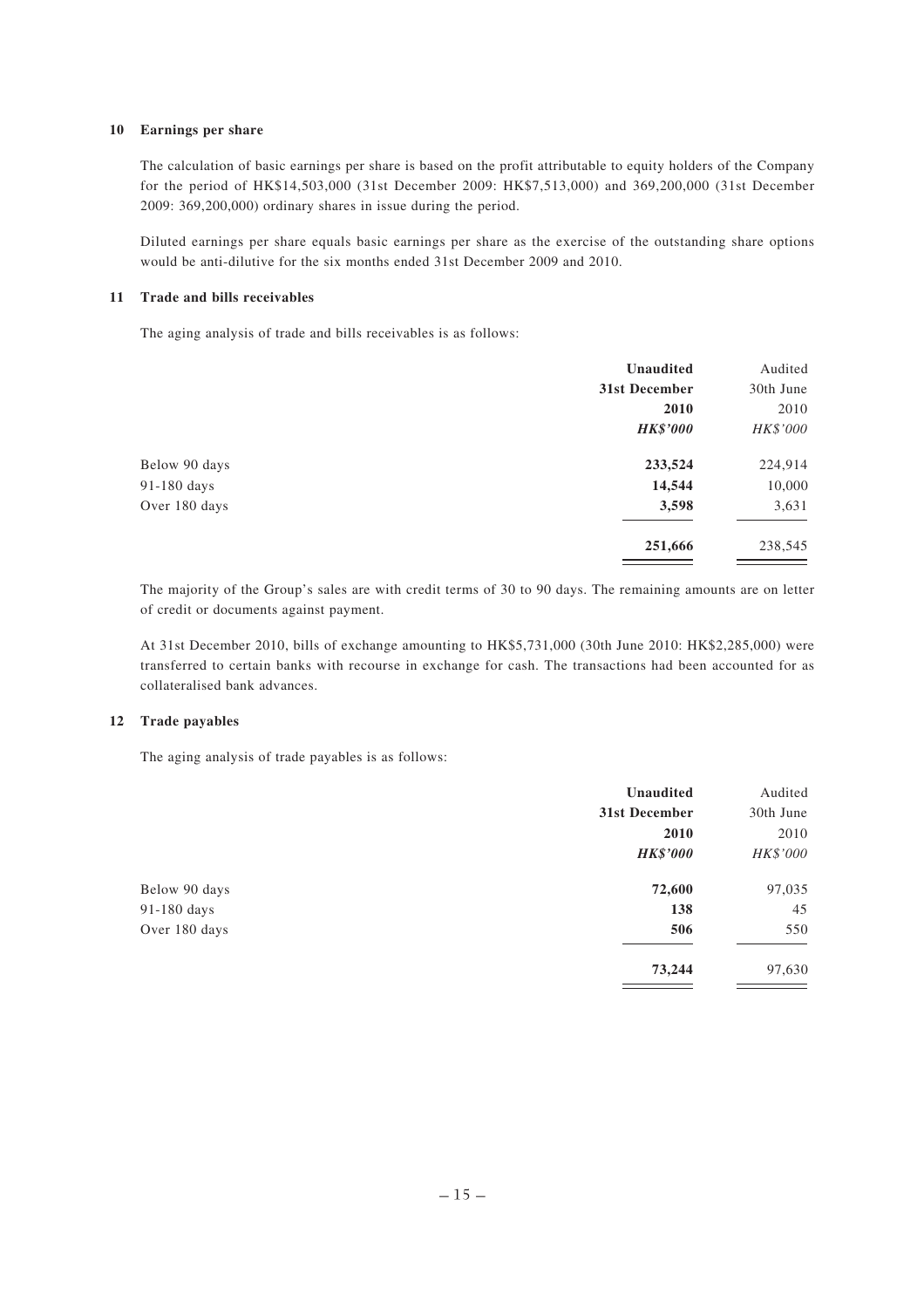## 10 Earnings per share

The calculation of basic earnings per share is based on the profit attributable to equity holders of the Company for the period of HK$14,503,000 (31st December 2009: HK$7,513,000) and 369,200,000 (31st December 2009: 369,200,000) ordinary shares in issue during the period.

Diluted earnings per share equals basic earnings per share as the exercise of the outstanding share options would be anti-dilutive for the six months ended 31st December 2009 and 2010.

## 11 Trade and bills receivables

The aging analysis of trade and bills receivables is as follows:

| | **Unaudited** | Audited |
|---|---|---|
| | **31st December** | 30th June |
| | **2010** | 2010 |
| | ***HK$'000*** | *HK$'000* |
| Below 90 days | **233,524** | 224,914 |
| 91-180 days | **14,544** | 10,000 |
| Over 180 days | **3,598** | 3,631 |
| | **251,666** | 238,545 |

The majority of the Group's sales are with credit terms of 30 to 90 days. The remaining amounts are on letter of credit or documents against payment.

At 31st December 2010, bills of exchange amounting to HK$5,731,000 (30th June 2010: HK$2,285,000) were transferred to certain banks with recourse in exchange for cash. The transactions had been accounted for as collateralised bank advances.

## 12 Trade payables

The aging analysis of trade payables is as follows:

| | **Unaudited** | Audited |
|---|---|---|
| | **31st December** | 30th June |
| | **2010** | 2010 |
| | ***HK$'000*** | *HK$'000* |
| Below 90 days | **72,600** | 97,035 |
| 91-180 days | **138** | 45 |
| Over 180 days | **506** | 550 |
| | **73,244** | 97,630 |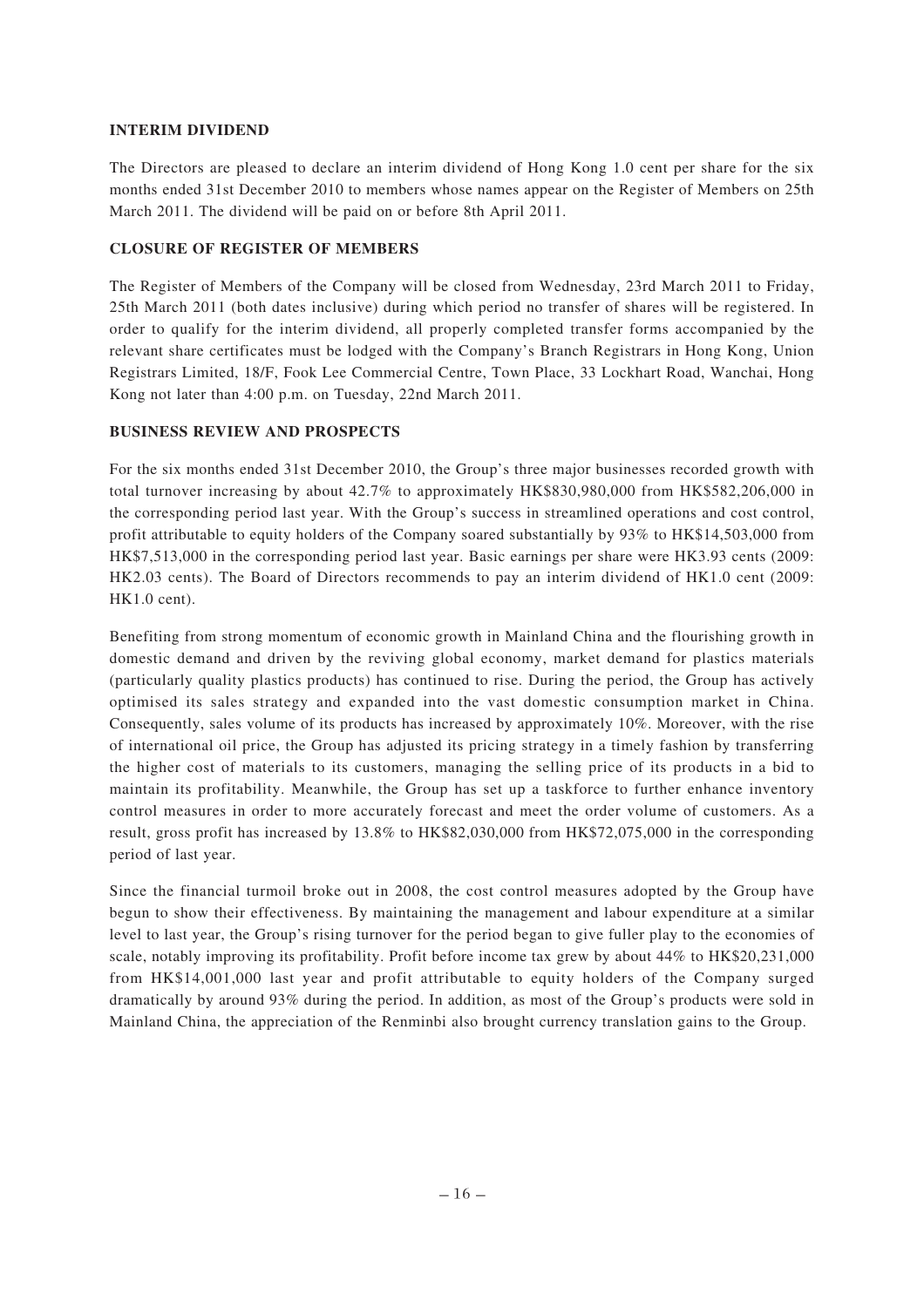## INTERIM DIVIDEND

The Directors are pleased to declare an interim dividend of Hong Kong 1.0 cent per share for the six months ended 31st December 2010 to members whose names appear on the Register of Members on 25th March 2011. The dividend will be paid on or before 8th April 2011.

## CLOSURE OF REGISTER OF MEMBERS

The Register of Members of the Company will be closed from Wednesday, 23rd March 2011 to Friday, 25th March 2011 (both dates inclusive) during which period no transfer of shares will be registered. In order to qualify for the interim dividend, all properly completed transfer forms accompanied by the relevant share certificates must be lodged with the Company's Branch Registrars in Hong Kong, Union Registrars Limited, 18/F, Fook Lee Commercial Centre, Town Place, 33 Lockhart Road, Wanchai, Hong Kong not later than 4:00 p.m. on Tuesday, 22nd March 2011.

## BUSINESS REVIEW AND PROSPECTS

For the six months ended 31st December 2010, the Group's three major businesses recorded growth with total turnover increasing by about 42.7% to approximately HK$830,980,000 from HK$582,206,000 in the corresponding period last year. With the Group's success in streamlined operations and cost control, profit attributable to equity holders of the Company soared substantially by 93% to HK$14,503,000 from HK$7,513,000 in the corresponding period last year. Basic earnings per share were HK3.93 cents (2009: HK2.03 cents). The Board of Directors recommends to pay an interim dividend of HK1.0 cent (2009: HK1.0 cent).

Benefiting from strong momentum of economic growth in Mainland China and the flourishing growth in domestic demand and driven by the reviving global economy, market demand for plastics materials (particularly quality plastics products) has continued to rise. During the period, the Group has actively optimised its sales strategy and expanded into the vast domestic consumption market in China. Consequently, sales volume of its products has increased by approximately 10%. Moreover, with the rise of international oil price, the Group has adjusted its pricing strategy in a timely fashion by transferring the higher cost of materials to its customers, managing the selling price of its products in a bid to maintain its profitability. Meanwhile, the Group has set up a taskforce to further enhance inventory control measures in order to more accurately forecast and meet the order volume of customers. As a result, gross profit has increased by 13.8% to HK$82,030,000 from HK$72,075,000 in the corresponding period of last year.

Since the financial turmoil broke out in 2008, the cost control measures adopted by the Group have begun to show their effectiveness. By maintaining the management and labour expenditure at a similar level to last year, the Group's rising turnover for the period began to give fuller play to the economies of scale, notably improving its profitability. Profit before income tax grew by about 44% to HK$20,231,000 from HK$14,001,000 last year and profit attributable to equity holders of the Company surged dramatically by around 93% during the period. In addition, as most of the Group's products were sold in Mainland China, the appreciation of the Renminbi also brought currency translation gains to the Group.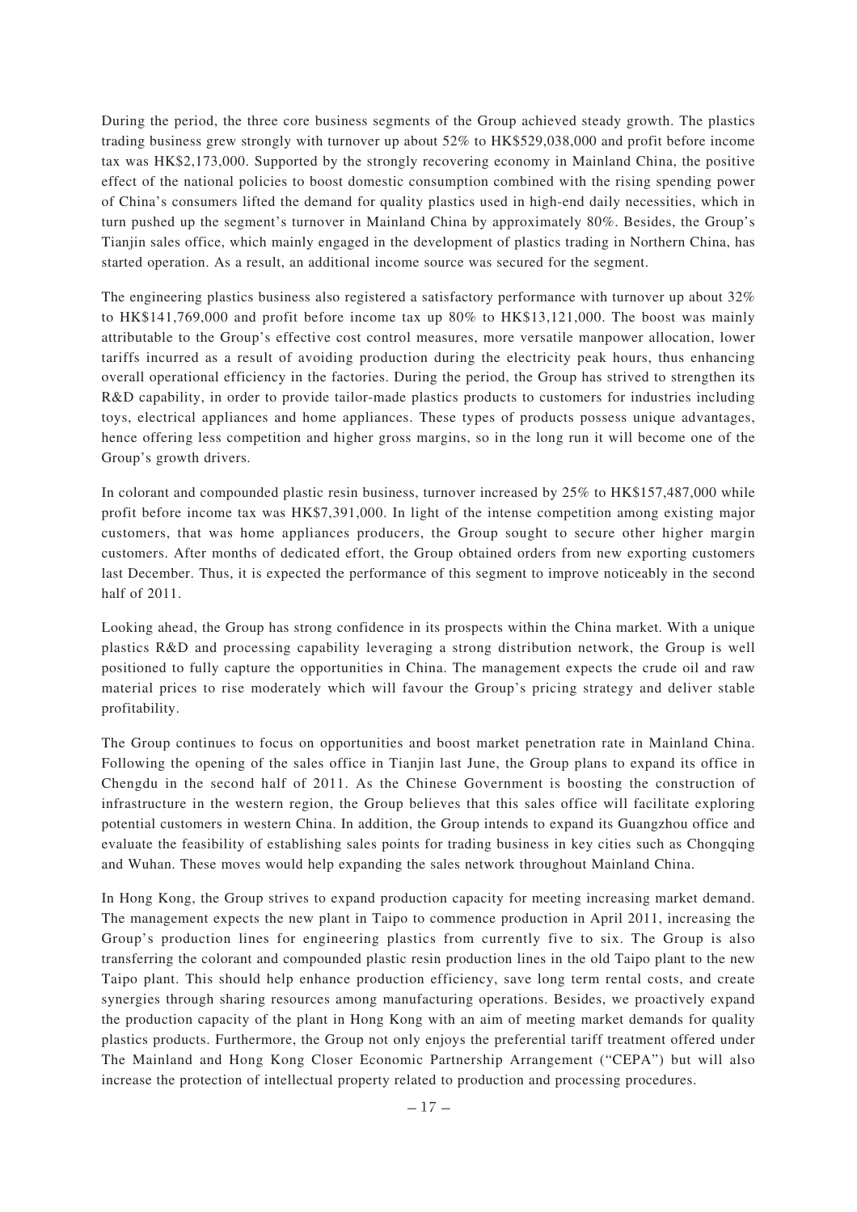During the period, the three core business segments of the Group achieved steady growth. The plastics trading business grew strongly with turnover up about 52% to HK$529,038,000 and profit before income tax was HK$2,173,000. Supported by the strongly recovering economy in Mainland China, the positive effect of the national policies to boost domestic consumption combined with the rising spending power of China's consumers lifted the demand for quality plastics used in high-end daily necessities, which in turn pushed up the segment's turnover in Mainland China by approximately 80%. Besides, the Group's Tianjin sales office, which mainly engaged in the development of plastics trading in Northern China, has started operation. As a result, an additional income source was secured for the segment.

The engineering plastics business also registered a satisfactory performance with turnover up about 32% to HK$141,769,000 and profit before income tax up 80% to HK$13,121,000. The boost was mainly attributable to the Group's effective cost control measures, more versatile manpower allocation, lower tariffs incurred as a result of avoiding production during the electricity peak hours, thus enhancing overall operational efficiency in the factories. During the period, the Group has strived to strengthen its R&D capability, in order to provide tailor-made plastics products to customers for industries including toys, electrical appliances and home appliances. These types of products possess unique advantages, hence offering less competition and higher gross margins, so in the long run it will become one of the Group's growth drivers.

In colorant and compounded plastic resin business, turnover increased by 25% to HK$157,487,000 while profit before income tax was HK$7,391,000. In light of the intense competition among existing major customers, that was home appliances producers, the Group sought to secure other higher margin customers. After months of dedicated effort, the Group obtained orders from new exporting customers last December. Thus, it is expected the performance of this segment to improve noticeably in the second half of 2011.

Looking ahead, the Group has strong confidence in its prospects within the China market. With a unique plastics R&D and processing capability leveraging a strong distribution network, the Group is well positioned to fully capture the opportunities in China. The management expects the crude oil and raw material prices to rise moderately which will favour the Group's pricing strategy and deliver stable profitability.

The Group continues to focus on opportunities and boost market penetration rate in Mainland China. Following the opening of the sales office in Tianjin last June, the Group plans to expand its office in Chengdu in the second half of 2011. As the Chinese Government is boosting the construction of infrastructure in the western region, the Group believes that this sales office will facilitate exploring potential customers in western China. In addition, the Group intends to expand its Guangzhou office and evaluate the feasibility of establishing sales points for trading business in key cities such as Chongqing and Wuhan. These moves would help expanding the sales network throughout Mainland China.

In Hong Kong, the Group strives to expand production capacity for meeting increasing market demand. The management expects the new plant in Taipo to commence production in April 2011, increasing the Group's production lines for engineering plastics from currently five to six. The Group is also transferring the colorant and compounded plastic resin production lines in the old Taipo plant to the new Taipo plant. This should help enhance production efficiency, save long term rental costs, and create synergies through sharing resources among manufacturing operations. Besides, we proactively expand the production capacity of the plant in Hong Kong with an aim of meeting market demands for quality plastics products. Furthermore, the Group not only enjoys the preferential tariff treatment offered under The Mainland and Hong Kong Closer Economic Partnership Arrangement ("CEPA") but will also increase the protection of intellectual property related to production and processing procedures.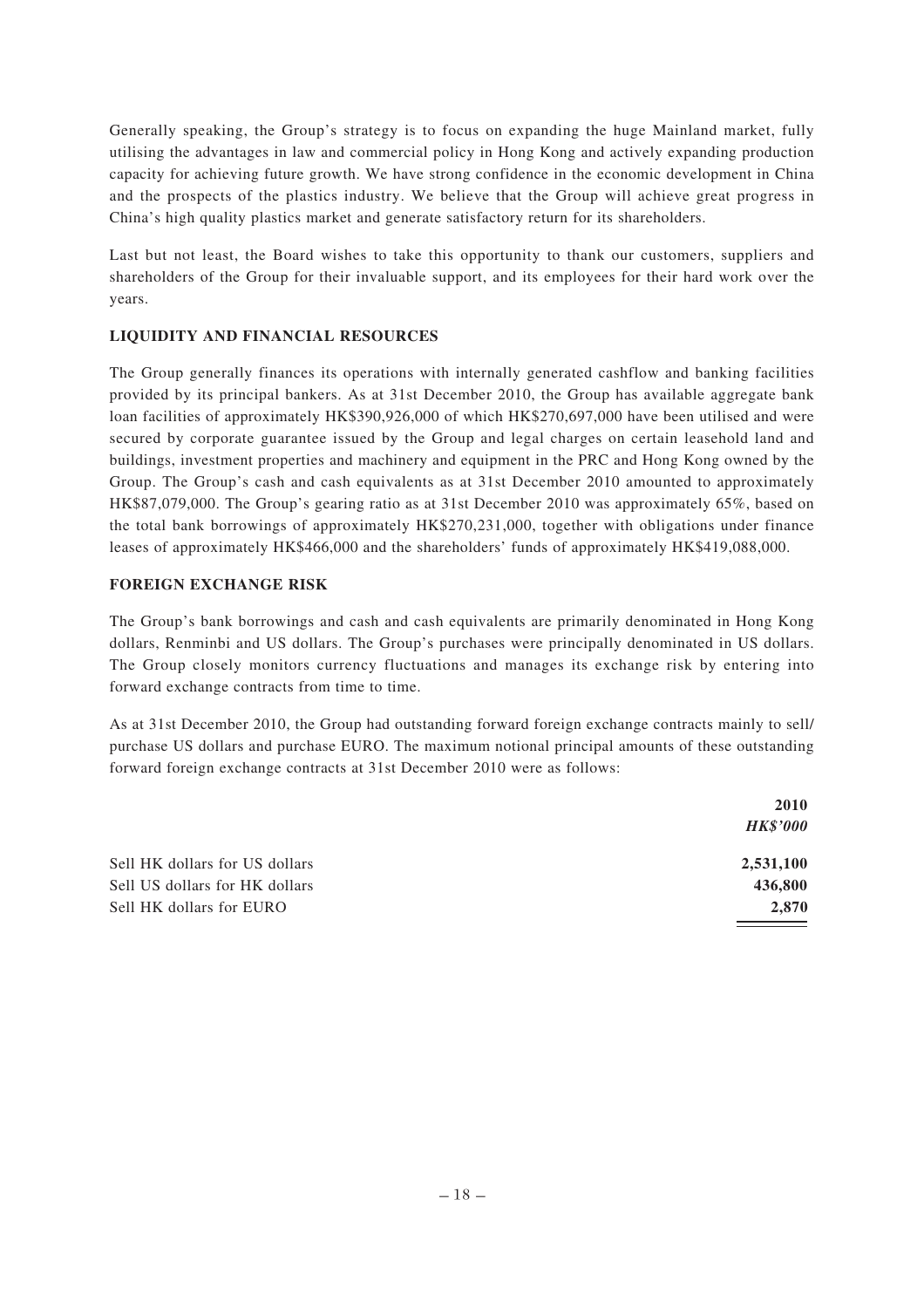Generally speaking, the Group's strategy is to focus on expanding the huge Mainland market, fully utilising the advantages in law and commercial policy in Hong Kong and actively expanding production capacity for achieving future growth. We have strong confidence in the economic development in China and the prospects of the plastics industry. We believe that the Group will achieve great progress in China's high quality plastics market and generate satisfactory return for its shareholders.

Last but not least, the Board wishes to take this opportunity to thank our customers, suppliers and shareholders of the Group for their invaluable support, and its employees for their hard work over the years.

## LIQUIDITY AND FINANCIAL RESOURCES

The Group generally finances its operations with internally generated cashflow and banking facilities provided by its principal bankers. As at 31st December 2010, the Group has available aggregate bank loan facilities of approximately HK$390,926,000 of which HK$270,697,000 have been utilised and were secured by corporate guarantee issued by the Group and legal charges on certain leasehold land and buildings, investment properties and machinery and equipment in the PRC and Hong Kong owned by the Group. The Group's cash and cash equivalents as at 31st December 2010 amounted to approximately HK$87,079,000. The Group's gearing ratio as at 31st December 2010 was approximately 65%, based on the total bank borrowings of approximately HK$270,231,000, together with obligations under finance leases of approximately HK$466,000 and the shareholders' funds of approximately HK$419,088,000.

## FOREIGN EXCHANGE RISK

The Group's bank borrowings and cash and cash equivalents are primarily denominated in Hong Kong dollars, Renminbi and US dollars. The Group's purchases were principally denominated in US dollars. The Group closely monitors currency fluctuations and manages its exchange risk by entering into forward exchange contracts from time to time.

As at 31st December 2010, the Group had outstanding forward foreign exchange contracts mainly to sell/purchase US dollars and purchase EURO. The maximum notional principal amounts of these outstanding forward foreign exchange contracts at 31st December 2010 were as follows:

| | **2010** |
|---|---|
| | ***HK$'000*** |
| Sell HK dollars for US dollars | **2,531,100** |
| Sell US dollars for HK dollars | **436,800** |
| Sell HK dollars for EURO | **2,870** |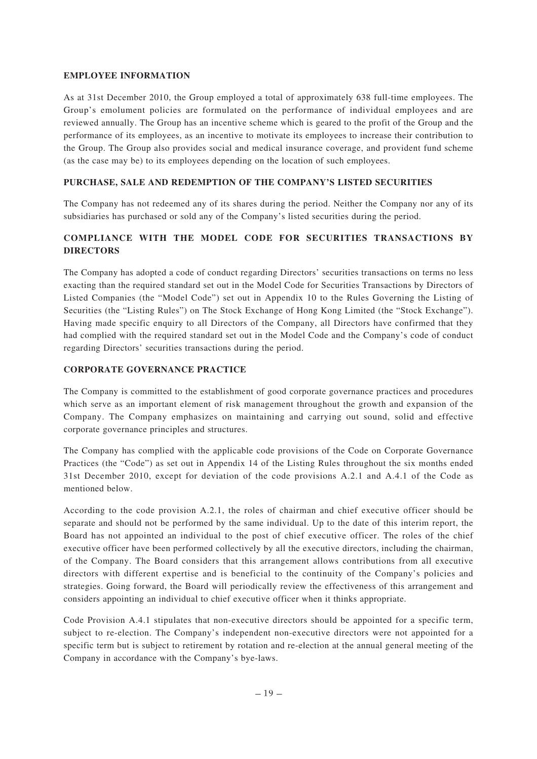## EMPLOYEE INFORMATION

As at 31st December 2010, the Group employed a total of approximately 638 full-time employees. The Group's emolument policies are formulated on the performance of individual employees and are reviewed annually. The Group has an incentive scheme which is geared to the profit of the Group and the performance of its employees, as an incentive to motivate its employees to increase their contribution to the Group. The Group also provides social and medical insurance coverage, and provident fund scheme (as the case may be) to its employees depending on the location of such employees.

## PURCHASE, SALE AND REDEMPTION OF THE COMPANY'S LISTED SECURITIES

The Company has not redeemed any of its shares during the period. Neither the Company nor any of its subsidiaries has purchased or sold any of the Company's listed securities during the period.

## COMPLIANCE WITH THE MODEL CODE FOR SECURITIES TRANSACTIONS BY DIRECTORS

The Company has adopted a code of conduct regarding Directors' securities transactions on terms no less exacting than the required standard set out in the Model Code for Securities Transactions by Directors of Listed Companies (the "Model Code") set out in Appendix 10 to the Rules Governing the Listing of Securities (the "Listing Rules") on The Stock Exchange of Hong Kong Limited (the "Stock Exchange"). Having made specific enquiry to all Directors of the Company, all Directors have confirmed that they had complied with the required standard set out in the Model Code and the Company's code of conduct regarding Directors' securities transactions during the period.

## CORPORATE GOVERNANCE PRACTICE

The Company is committed to the establishment of good corporate governance practices and procedures which serve as an important element of risk management throughout the growth and expansion of the Company. The Company emphasizes on maintaining and carrying out sound, solid and effective corporate governance principles and structures.

The Company has complied with the applicable code provisions of the Code on Corporate Governance Practices (the "Code") as set out in Appendix 14 of the Listing Rules throughout the six months ended 31st December 2010, except for deviation of the code provisions A.2.1 and A.4.1 of the Code as mentioned below.

According to the code provision A.2.1, the roles of chairman and chief executive officer should be separate and should not be performed by the same individual. Up to the date of this interim report, the Board has not appointed an individual to the post of chief executive officer. The roles of the chief executive officer have been performed collectively by all the executive directors, including the chairman, of the Company. The Board considers that this arrangement allows contributions from all executive directors with different expertise and is beneficial to the continuity of the Company's policies and strategies. Going forward, the Board will periodically review the effectiveness of this arrangement and considers appointing an individual to chief executive officer when it thinks appropriate.

Code Provision A.4.1 stipulates that non-executive directors should be appointed for a specific term, subject to re-election. The Company's independent non-executive directors were not appointed for a specific term but is subject to retirement by rotation and re-election at the annual general meeting of the Company in accordance with the Company's bye-laws.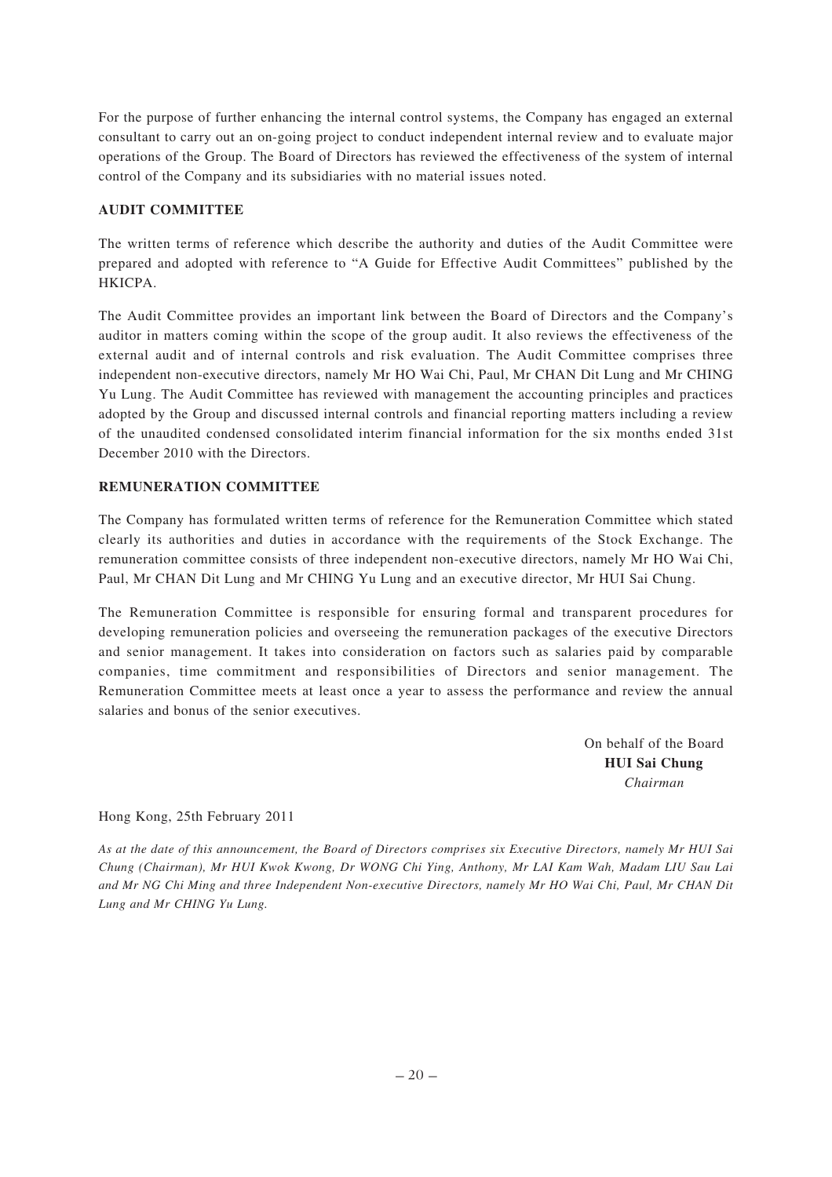For the purpose of further enhancing the internal control systems, the Company has engaged an external consultant to carry out an on-going project to conduct independent internal review and to evaluate major operations of the Group. The Board of Directors has reviewed the effectiveness of the system of internal control of the Company and its subsidiaries with no material issues noted.

## AUDIT COMMITTEE

The written terms of reference which describe the authority and duties of the Audit Committee were prepared and adopted with reference to "A Guide for Effective Audit Committees" published by the HKICPA.

The Audit Committee provides an important link between the Board of Directors and the Company's auditor in matters coming within the scope of the group audit. It also reviews the effectiveness of the external audit and of internal controls and risk evaluation. The Audit Committee comprises three independent non-executive directors, namely Mr HO Wai Chi, Paul, Mr CHAN Dit Lung and Mr CHING Yu Lung. The Audit Committee has reviewed with management the accounting principles and practices adopted by the Group and discussed internal controls and financial reporting matters including a review of the unaudited condensed consolidated interim financial information for the six months ended 31st December 2010 with the Directors.

## REMUNERATION COMMITTEE

The Company has formulated written terms of reference for the Remuneration Committee which stated clearly its authorities and duties in accordance with the requirements of the Stock Exchange. The remuneration committee consists of three independent non-executive directors, namely Mr HO Wai Chi, Paul, Mr CHAN Dit Lung and Mr CHING Yu Lung and an executive director, Mr HUI Sai Chung.

The Remuneration Committee is responsible for ensuring formal and transparent procedures for developing remuneration policies and overseeing the remuneration packages of the executive Directors and senior management. It takes into consideration on factors such as salaries paid by comparable companies, time commitment and responsibilities of Directors and senior management. The Remuneration Committee meets at least once a year to assess the performance and review the annual salaries and bonus of the senior executives.

On behalf of the Board
**HUI Sai Chung**
*Chairman*

Hong Kong, 25th February 2011

*As at the date of this announcement, the Board of Directors comprises six Executive Directors, namely Mr HUI Sai Chung (Chairman), Mr HUI Kwok Kwong, Dr WONG Chi Ying, Anthony, Mr LAI Kam Wah, Madam LIU Sau Lai and Mr NG Chi Ming and three Independent Non-executive Directors, namely Mr HO Wai Chi, Paul, Mr CHAN Dit Lung and Mr CHING Yu Lung.*